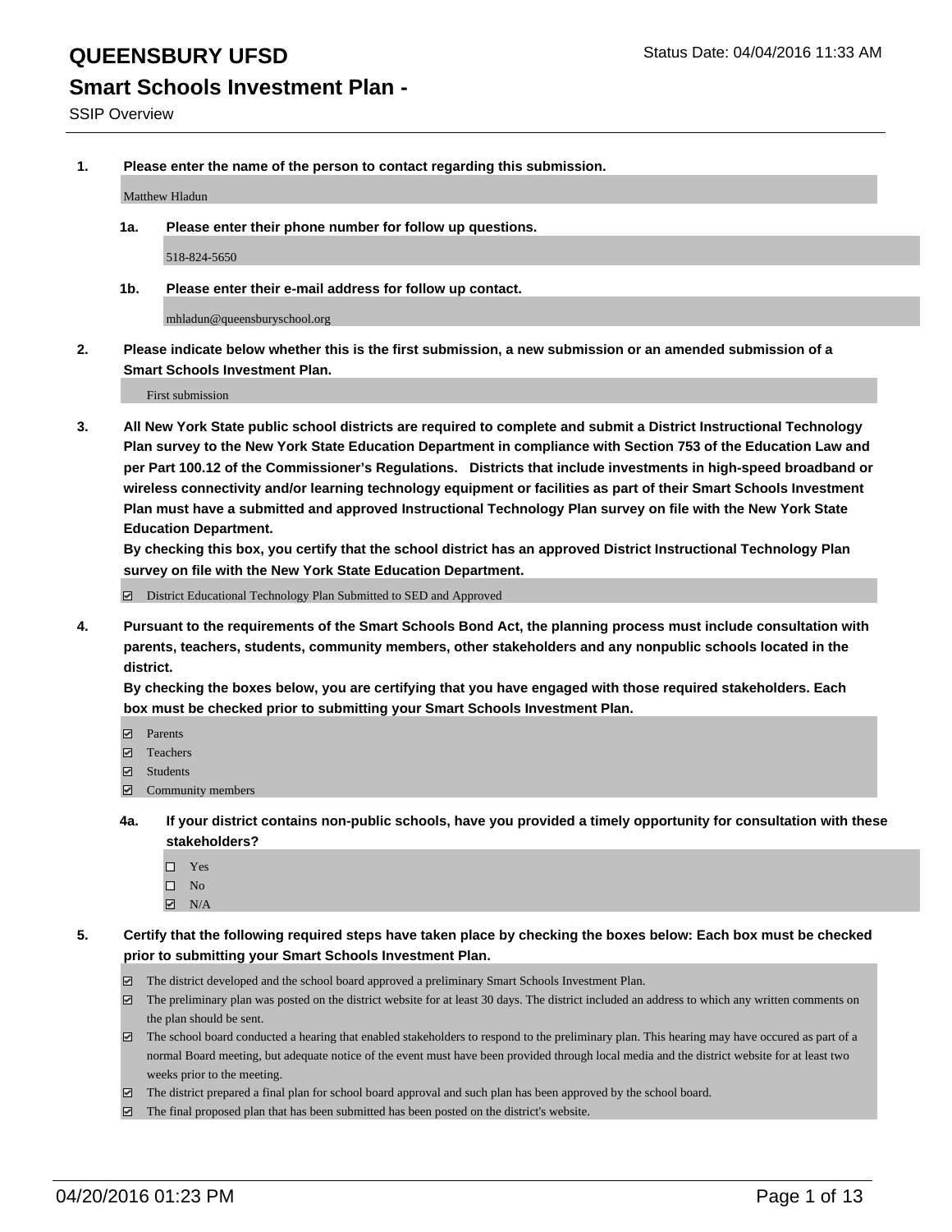# QUEENSBURY UFSD

Status Date: 04/04/2016 11:33 AM

## Smart Schools Investment Plan -

SSIP Overview

**1. Please enter the name of the person to contact regarding this submission.**

Matthew Hladun

**1a. Please enter their phone number for follow up questions.**

518-824-5650

**1b. Please enter their e-mail address for follow up contact.**

mhladun@queensburyschool.org

**2. Please indicate below whether this is the first submission, a new submission or an amended submission of a Smart Schools Investment Plan.**

First submission

**3. All New York State public school districts are required to complete and submit a District Instructional Technology Plan survey to the New York State Education Department in compliance with Section 753 of the Education Law and per Part 100.12 of the Commissioner's Regulations. Districts that include investments in high-speed broadband or wireless connectivity and/or learning technology equipment or facilities as part of their Smart Schools Investment Plan must have a submitted and approved Instructional Technology Plan survey on file with the New York State Education Department.**
**By checking this box, you certify that the school district has an approved District Instructional Technology Plan survey on file with the New York State Education Department.**

- [x] District Educational Technology Plan Submitted to SED and Approved

**4. Pursuant to the requirements of the Smart Schools Bond Act, the planning process must include consultation with parents, teachers, students, community members, other stakeholders and any nonpublic schools located in the district.**
**By checking the boxes below, you are certifying that you have engaged with those required stakeholders. Each box must be checked prior to submitting your Smart Schools Investment Plan.**

- [x] Parents
- [x] Teachers
- [x] Students
- [x] Community members

**4a. If your district contains non-public schools, have you provided a timely opportunity for consultation with these stakeholders?**

- [ ] Yes
- [ ] No
- [x] N/A

**5. Certify that the following required steps have taken place by checking the boxes below: Each box must be checked prior to submitting your Smart Schools Investment Plan.**

- [x] The district developed and the school board approved a preliminary Smart Schools Investment Plan.
- [x] The preliminary plan was posted on the district website for at least 30 days. The district included an address to which any written comments on the plan should be sent.
- [x] The school board conducted a hearing that enabled stakeholders to respond to the preliminary plan. This hearing may have occured as part of a normal Board meeting, but adequate notice of the event must have been provided through local media and the district website for at least two weeks prior to the meeting.
- [x] The district prepared a final plan for school board approval and such plan has been approved by the school board.
- [x] The final proposed plan that has been submitted has been posted on the district's website.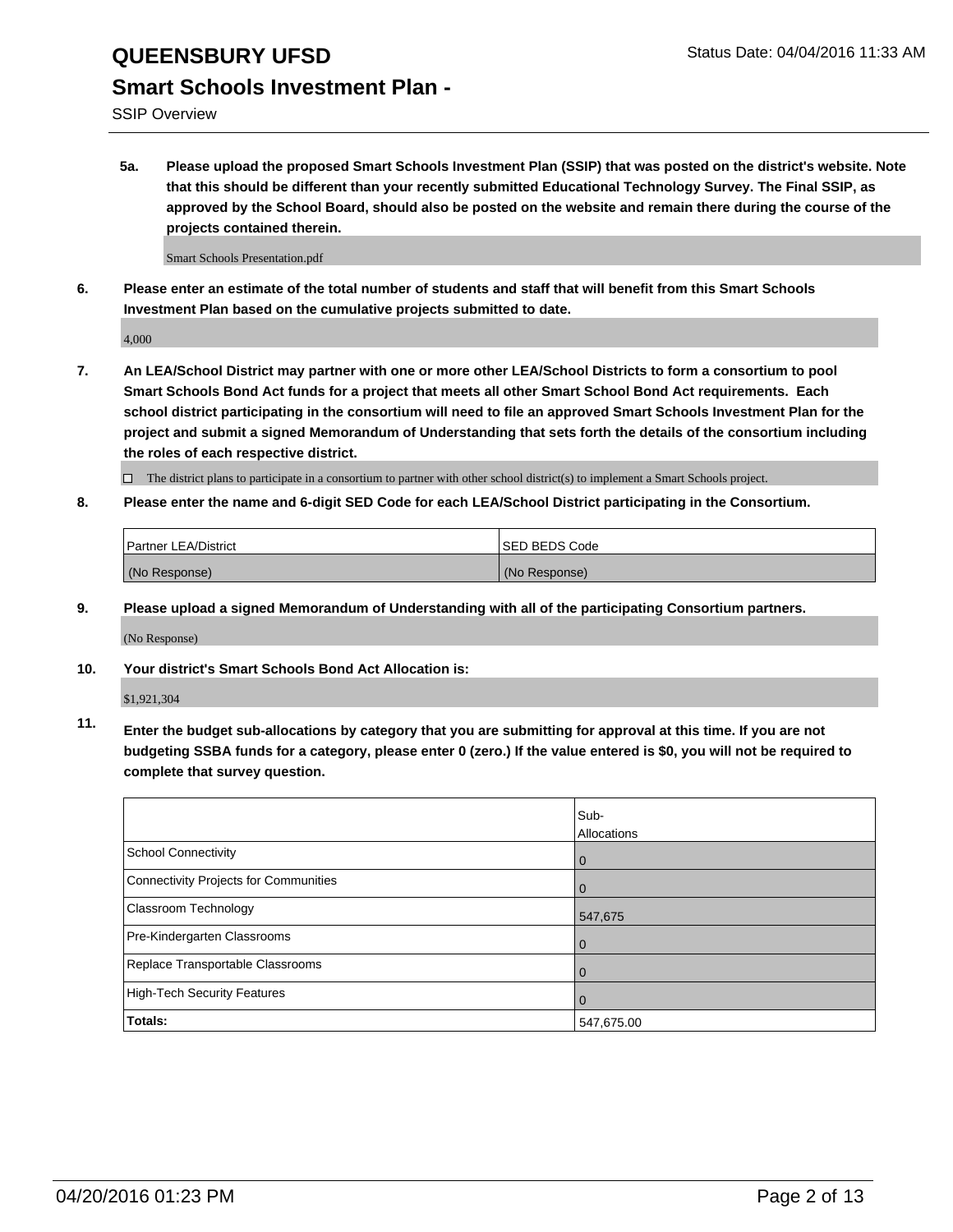# QUEENSBURY UFSD

## Smart Schools Investment Plan -

SSIP Overview

**5a. Please upload the proposed Smart Schools Investment Plan (SSIP) that was posted on the district's website. Note that this should be different than your recently submitted Educational Technology Survey. The Final SSIP, as approved by the School Board, should also be posted on the website and remain there during the course of the projects contained therein.**

Smart Schools Presentation.pdf

**6. Please enter an estimate of the total number of students and staff that will benefit from this Smart Schools Investment Plan based on the cumulative projects submitted to date.**

4,000

**7. An LEA/School District may partner with one or more other LEA/School Districts to form a consortium to pool Smart Schools Bond Act funds for a project that meets all other Smart School Bond Act requirements. Each school district participating in the consortium will need to file an approved Smart Schools Investment Plan for the project and submit a signed Memorandum of Understanding that sets forth the details of the consortium including the roles of each respective district.**

☐ The district plans to participate in a consortium to partner with other school district(s) to implement a Smart Schools project.

**8. Please enter the name and 6-digit SED Code for each LEA/School District participating in the Consortium.**

| Partner LEA/District | SED BEDS Code |
|---|---|
| (No Response) | (No Response) |

**9. Please upload a signed Memorandum of Understanding with all of the participating Consortium partners.**

(No Response)

**10. Your district's Smart Schools Bond Act Allocation is:**

$1,921,304

**11. Enter the budget sub-allocations by category that you are submitting for approval at this time. If you are not budgeting SSBA funds for a category, please enter 0 (zero.) If the value entered is $0, you will not be required to complete that survey question.**

| | Sub-Allocations |
|---|---|
| School Connectivity | 0 |
| Connectivity Projects for Communities | 0 |
| Classroom Technology | 547,675 |
| Pre-Kindergarten Classrooms | 0 |
| Replace Transportable Classrooms | 0 |
| High-Tech Security Features | 0 |
| **Totals:** | 547,675.00 |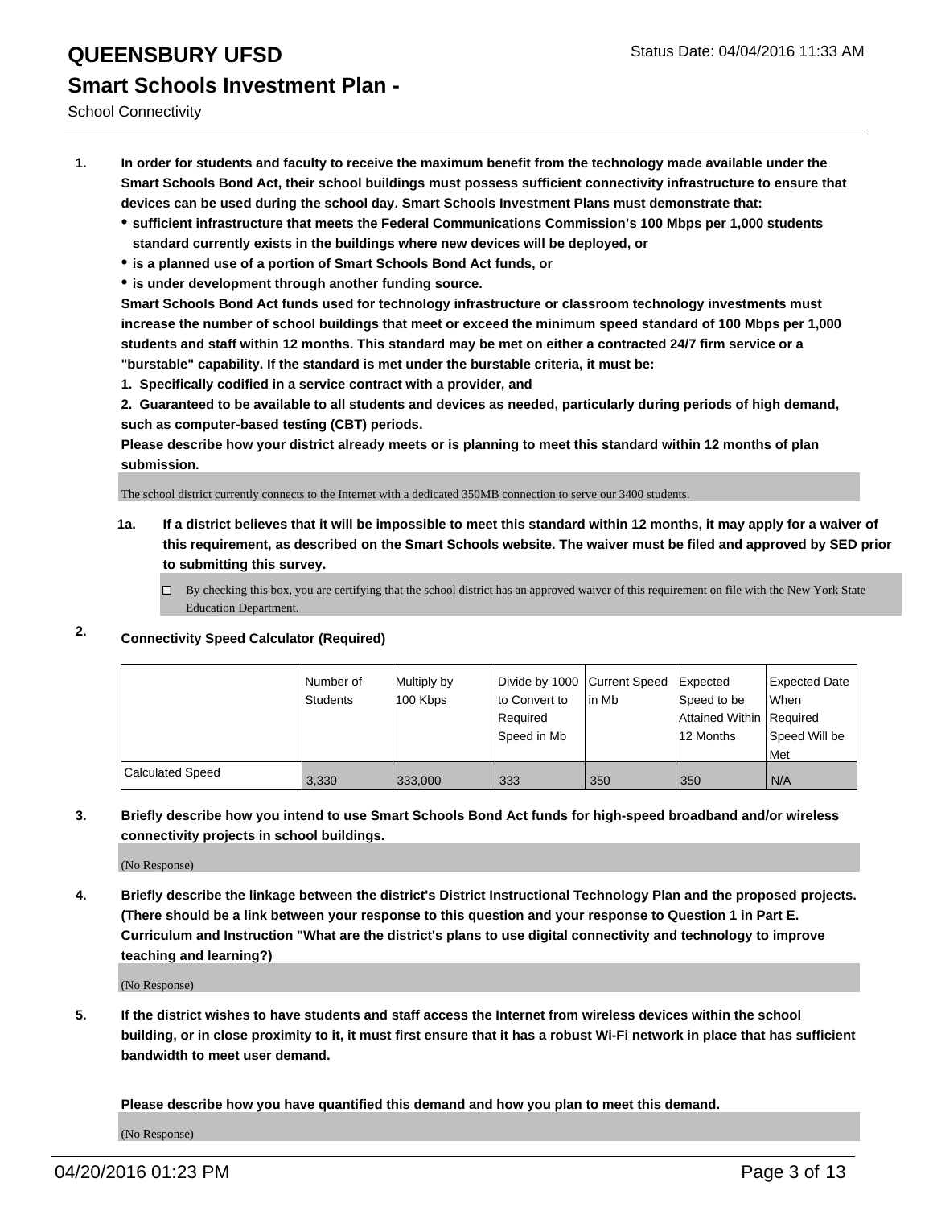# QUEENSBURY UFSD

## Smart Schools Investment Plan -

School Connectivity

Status Date: 04/04/2016 11:33 AM

1. **In order for students and faculty to receive the maximum benefit from the technology made available under the Smart Schools Bond Act, their school buildings must possess sufficient connectivity infrastructure to ensure that devices can be used during the school day. Smart Schools Investment Plans must demonstrate that:**
   - **sufficient infrastructure that meets the Federal Communications Commission's 100 Mbps per 1,000 students standard currently exists in the buildings where new devices will be deployed, or**
   - **is a planned use of a portion of Smart Schools Bond Act funds, or**
   - **is under development through another funding source.**

   **Smart Schools Bond Act funds used for technology infrastructure or classroom technology investments must increase the number of school buildings that meet or exceed the minimum speed standard of 100 Mbps per 1,000 students and staff within 12 months. This standard may be met on either a contracted 24/7 firm service or a "burstable" capability. If the standard is met under the burstable criteria, it must be:**

   **1. Specifically codified in a service contract with a provider, and**

   **2. Guaranteed to be available to all students and devices as needed, particularly during periods of high demand, such as computer-based testing (CBT) periods.**

   **Please describe how your district already meets or is planning to meet this standard within 12 months of plan submission.**

   The school district currently connects to the Internet with a dedicated 350MB connection to serve our 3400 students.

   1a. **If a district believes that it will be impossible to meet this standard within 12 months, it may apply for a waiver of this requirement, as described on the Smart Schools website. The waiver must be filed and approved by SED prior to submitting this survey.**

   ☐ By checking this box, you are certifying that the school district has an approved waiver of this requirement on file with the New York State Education Department.

2. **Connectivity Speed Calculator (Required)**

| | Number of Students | Multiply by 100 Kbps | Divide by 1000 to Convert to Required Speed in Mb | Current Speed in Mb | Expected Speed to be Attained Within 12 Months | Expected Date When Required Speed Will be Met |
|---|---|---|---|---|---|---|
| Calculated Speed | 3,330 | 333,000 | 333 | 350 | 350 | N/A |

3. **Briefly describe how you intend to use Smart Schools Bond Act funds for high-speed broadband and/or wireless connectivity projects in school buildings.**

   (No Response)

4. **Briefly describe the linkage between the district's District Instructional Technology Plan and the proposed projects. (There should be a link between your response to this question and your response to Question 1 in Part E. Curriculum and Instruction "What are the district's plans to use digital connectivity and technology to improve teaching and learning?)**

   (No Response)

5. **If the district wishes to have students and staff access the Internet from wireless devices within the school building, or in close proximity to it, it must first ensure that it has a robust Wi-Fi network in place that has sufficient bandwidth to meet user demand.**

   **Please describe how you have quantified this demand and how you plan to meet this demand.**

   (No Response)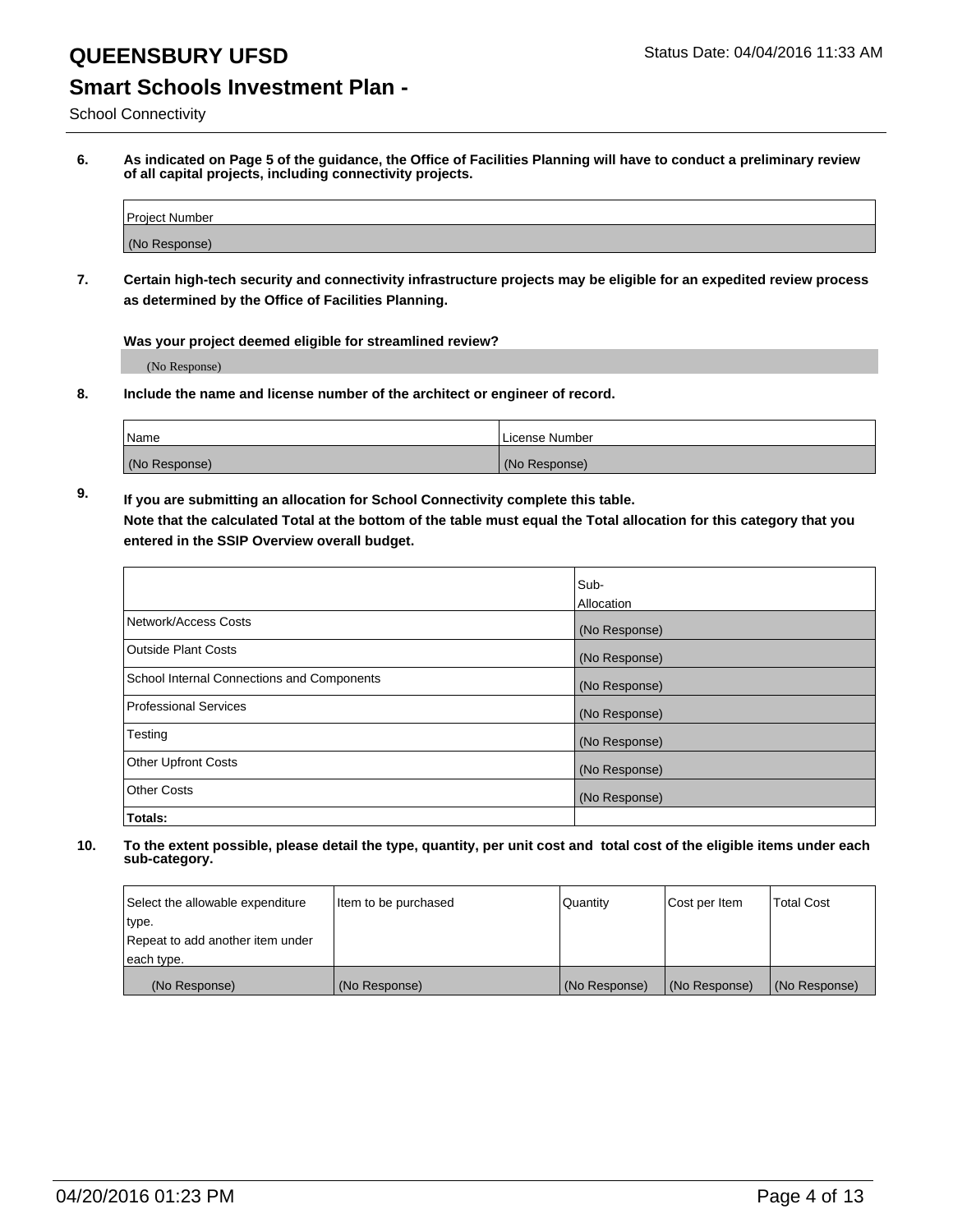# QUEENSBURY UFSD

## Smart Schools Investment Plan -

School Connectivity

Status Date: 04/04/2016 11:33 AM

**6. As indicated on Page 5 of the guidance, the Office of Facilities Planning will have to conduct a preliminary review of all capital projects, including connectivity projects.**

| Project Number |
|---|
| (No Response) |

**7. Certain high-tech security and connectivity infrastructure projects may be eligible for an expedited review process as determined by the Office of Facilities Planning.**

**Was your project deemed eligible for streamlined review?**

(No Response)

**8. Include the name and license number of the architect or engineer of record.**

| Name | License Number |
|---|---|
| (No Response) | (No Response) |

**9. If you are submitting an allocation for School Connectivity complete this table. Note that the calculated Total at the bottom of the table must equal the Total allocation for this category that you entered in the SSIP Overview overall budget.**

| | Sub-Allocation |
|---|---|
| Network/Access Costs | (No Response) |
| Outside Plant Costs | (No Response) |
| School Internal Connections and Components | (No Response) |
| Professional Services | (No Response) |
| Testing | (No Response) |
| Other Upfront Costs | (No Response) |
| Other Costs | (No Response) |
| **Totals:** | |

**10. To the extent possible, please detail the type, quantity, per unit cost and total cost of the eligible items under each sub-category.**

| Select the allowable expenditure type. Repeat to add another item under each type. | Item to be purchased | Quantity | Cost per Item | Total Cost |
|---|---|---|---|---|
| (No Response) | (No Response) | (No Response) | (No Response) | (No Response) |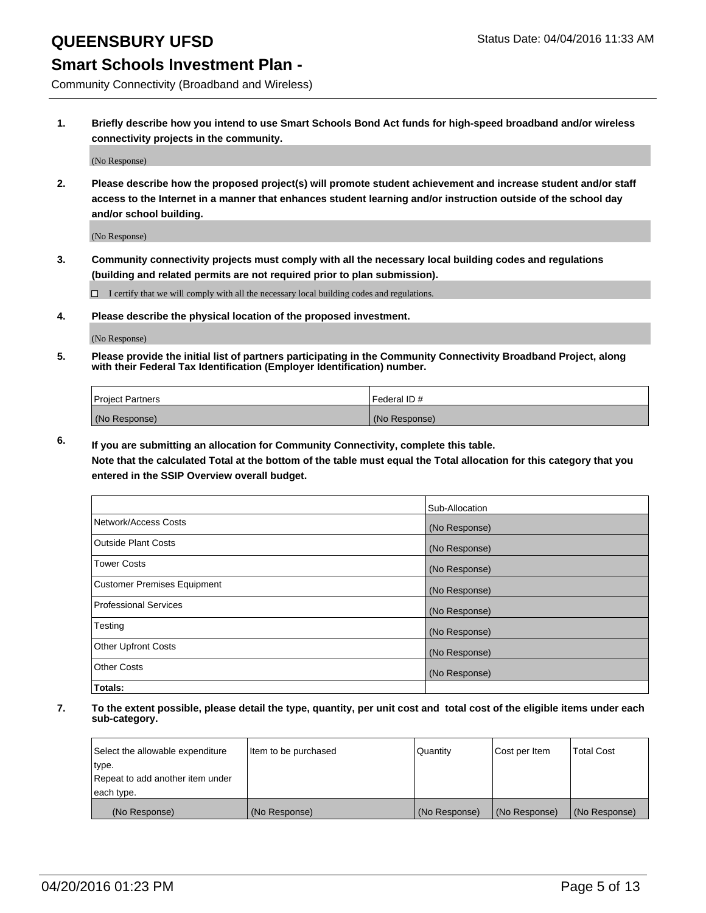# QUEENSBURY UFSD

Status Date: 04/04/2016 11:33 AM

## Smart Schools Investment Plan -

Community Connectivity (Broadband and Wireless)

**1. Briefly describe how you intend to use Smart Schools Bond Act funds for high-speed broadband and/or wireless connectivity projects in the community.**

(No Response)

**2. Please describe how the proposed project(s) will promote student achievement and increase student and/or staff access to the Internet in a manner that enhances student learning and/or instruction outside of the school day and/or school building.**

(No Response)

**3. Community connectivity projects must comply with all the necessary local building codes and regulations (building and related permits are not required prior to plan submission).**

☐ I certify that we will comply with all the necessary local building codes and regulations.

**4. Please describe the physical location of the proposed investment.**

(No Response)

**5. Please provide the initial list of partners participating in the Community Connectivity Broadband Project, along with their Federal Tax Identification (Employer Identification) number.**

| Project Partners | Federal ID # |
|---|---|
| (No Response) | (No Response) |

**6. If you are submitting an allocation for Community Connectivity, complete this table.**
**Note that the calculated Total at the bottom of the table must equal the Total allocation for this category that you entered in the SSIP Overview overall budget.**

| | Sub-Allocation |
|---|---|
| Network/Access Costs | (No Response) |
| Outside Plant Costs | (No Response) |
| Tower Costs | (No Response) |
| Customer Premises Equipment | (No Response) |
| Professional Services | (No Response) |
| Testing | (No Response) |
| Other Upfront Costs | (No Response) |
| Other Costs | (No Response) |
| **Totals:** | |

**7. To the extent possible, please detail the type, quantity, per unit cost and total cost of the eligible items under each sub-category.**

| Select the allowable expenditure type. Repeat to add another item under each type. | Item to be purchased | Quantity | Cost per Item | Total Cost |
|---|---|---|---|---|
| (No Response) | (No Response) | (No Response) | (No Response) | (No Response) |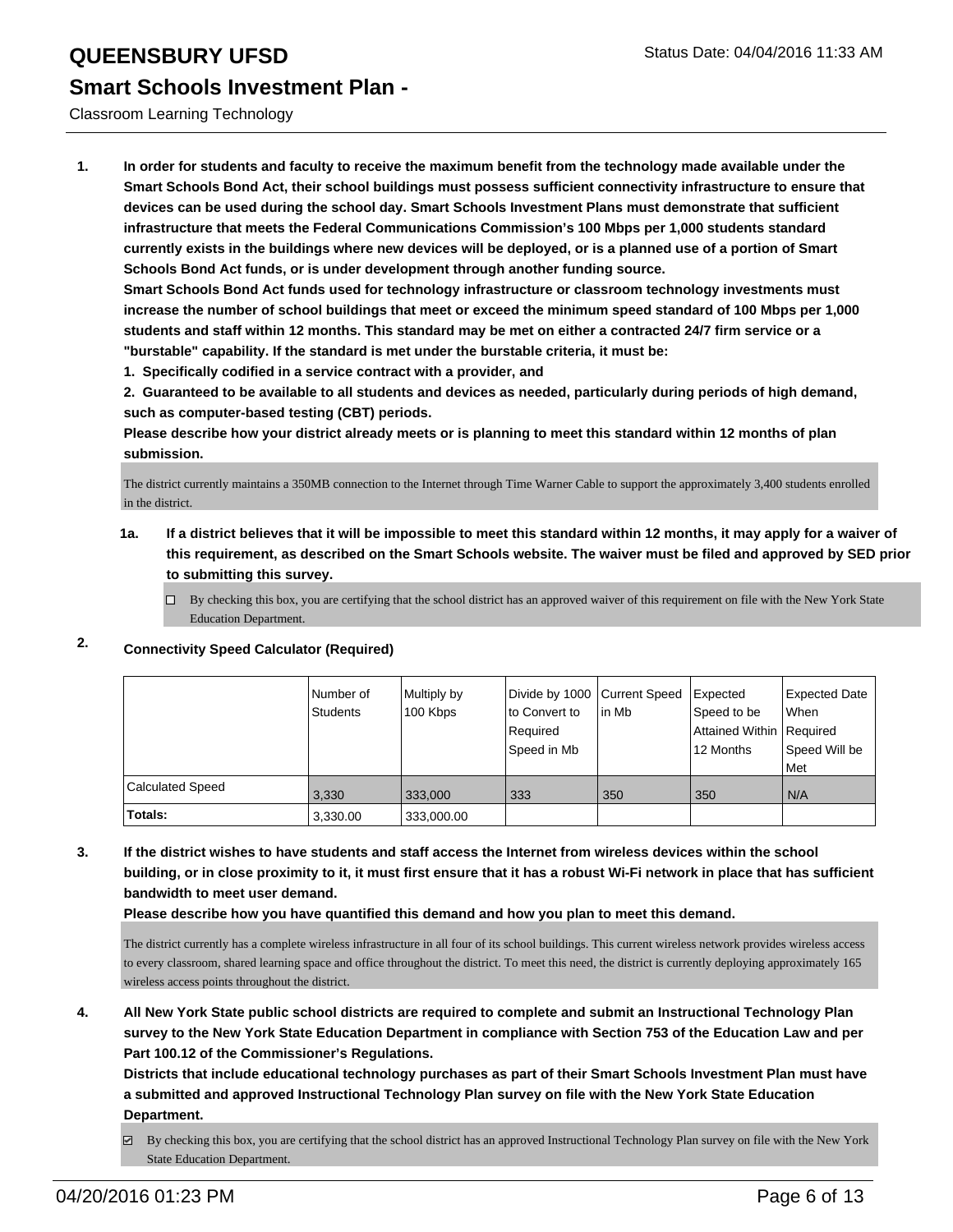# QUEENSBURY UFSD

## Smart Schools Investment Plan -

Classroom Learning Technology

**1. In order for students and faculty to receive the maximum benefit from the technology made available under the Smart Schools Bond Act, their school buildings must possess sufficient connectivity infrastructure to ensure that devices can be used during the school day. Smart Schools Investment Plans must demonstrate that sufficient infrastructure that meets the Federal Communications Commission's 100 Mbps per 1,000 students standard currently exists in the buildings where new devices will be deployed, or is a planned use of a portion of Smart Schools Bond Act funds, or is under development through another funding source.**

**Smart Schools Bond Act funds used for technology infrastructure or classroom technology investments must increase the number of school buildings that meet or exceed the minimum speed standard of 100 Mbps per 1,000 students and staff within 12 months. This standard may be met on either a contracted 24/7 firm service or a "burstable" capability. If the standard is met under the burstable criteria, it must be:**

**1. Specifically codified in a service contract with a provider, and**

**2. Guaranteed to be available to all students and devices as needed, particularly during periods of high demand, such as computer-based testing (CBT) periods.**

**Please describe how your district already meets or is planning to meet this standard within 12 months of plan submission.**

The district currently maintains a 350MB connection to the Internet through Time Warner Cable to support the approximately 3,400 students enrolled in the district.

**1a. If a district believes that it will be impossible to meet this standard within 12 months, it may apply for a waiver of this requirement, as described on the Smart Schools website. The waiver must be filed and approved by SED prior to submitting this survey.**

☐ By checking this box, you are certifying that the school district has an approved waiver of this requirement on file with the New York State Education Department.

**2. Connectivity Speed Calculator (Required)**

| | Number of Students | Multiply by 100 Kbps | Divide by 1000 to Convert to Required Speed in Mb | Current Speed in Mb | Expected Speed to be Attained Within 12 Months | Expected Date When Required Speed Will be Met |
|---|---|---|---|---|---|---|
| Calculated Speed | 3,330 | 333,000 | 333 | 350 | 350 | N/A |
| **Totals:** | 3,330.00 | 333,000.00 | | | | |

**3. If the district wishes to have students and staff access the Internet from wireless devices within the school building, or in close proximity to it, it must first ensure that it has a robust Wi-Fi network in place that has sufficient bandwidth to meet user demand.**

**Please describe how you have quantified this demand and how you plan to meet this demand.**

The district currently has a complete wireless infrastructure in all four of its school buildings. This current wireless network provides wireless access to every classroom, shared learning space and office throughout the district. To meet this need, the district is currently deploying approximately 165 wireless access points throughout the district.

**4. All New York State public school districts are required to complete and submit an Instructional Technology Plan survey to the New York State Education Department in compliance with Section 753 of the Education Law and per Part 100.12 of the Commissioner's Regulations.**

**Districts that include educational technology purchases as part of their Smart Schools Investment Plan must have a submitted and approved Instructional Technology Plan survey on file with the New York State Education Department.**

☑ By checking this box, you are certifying that the school district has an approved Instructional Technology Plan survey on file with the New York State Education Department.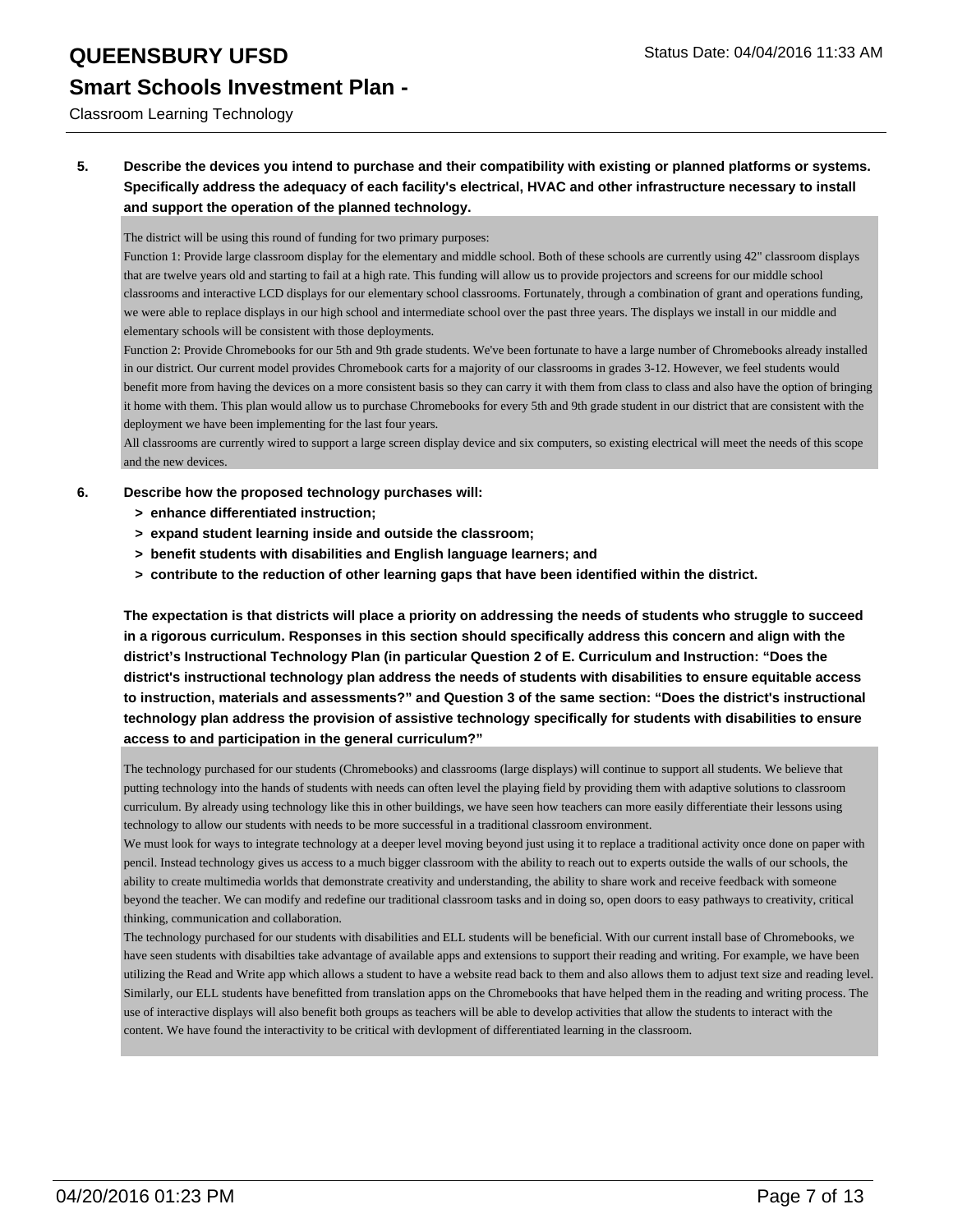**5. Describe the devices you intend to purchase and their compatibility with existing or planned platforms or systems. Specifically address the adequacy of each facility's electrical, HVAC and other infrastructure necessary to install and support the operation of the planned technology.**

The district will be using this round of funding for two primary purposes:
Function 1: Provide large classroom display for the elementary and middle school. Both of these schools are currently using 42" classroom displays that are twelve years old and starting to fail at a high rate. This funding will allow us to provide projectors and screens for our middle school classrooms and interactive LCD displays for our elementary school classrooms. Fortunately, through a combination of grant and operations funding, we were able to replace displays in our high school and intermediate school over the past three years. The displays we install in our middle and elementary schools will be consistent with those deployments.
Function 2: Provide Chromebooks for our 5th and 9th grade students. We've been fortunate to have a large number of Chromebooks already installed in our district. Our current model provides Chromebook carts for a majority of our classrooms in grades 3-12. However, we feel students would benefit more from having the devices on a more consistent basis so they can carry it with them from class to class and also have the option of bringing it home with them. This plan would allow us to purchase Chromebooks for every 5th and 9th grade student in our district that are consistent with the deployment we have been implementing for the last four years.
All classrooms are currently wired to support a large screen display device and six computers, so existing electrical will meet the needs of this scope and the new devices.

**6. Describe how the proposed technology purchases will:**

- **> enhance differentiated instruction;**
- **> expand student learning inside and outside the classroom;**
- **> benefit students with disabilities and English language learners; and**
- **> contribute to the reduction of other learning gaps that have been identified within the district.**

**The expectation is that districts will place a priority on addressing the needs of students who struggle to succeed in a rigorous curriculum. Responses in this section should specifically address this concern and align with the district's Instructional Technology Plan (in particular Question 2 of E. Curriculum and Instruction: "Does the district's instructional technology plan address the needs of students with disabilities to ensure equitable access to instruction, materials and assessments?" and Question 3 of the same section: "Does the district's instructional technology plan address the provision of assistive technology specifically for students with disabilities to ensure access to and participation in the general curriculum?"**

The technology purchased for our students (Chromebooks) and classrooms (large displays) will continue to support all students. We believe that putting technology into the hands of students with needs can often level the playing field by providing them with adaptive solutions to classroom curriculum. By already using technology like this in other buildings, we have seen how teachers can more easily differentiate their lessons using technology to allow our students with needs to be more successful in a traditional classroom environment.
We must look for ways to integrate technology at a deeper level moving beyond just using it to replace a traditional activity once done on paper with pencil. Instead technology gives us access to a much bigger classroom with the ability to reach out to experts outside the walls of our schools, the ability to create multimedia worlds that demonstrate creativity and understanding, the ability to share work and receive feedback with someone beyond the teacher. We can modify and redefine our traditional classroom tasks and in doing so, open doors to easy pathways to creativity, critical thinking, communication and collaboration.
The technology purchased for our students with disabilities and ELL students will be beneficial. With our current install base of Chromebooks, we have seen students with disabilties take advantage of available apps and extensions to support their reading and writing. For example, we have been utilizing the Read and Write app which allows a student to have a website read back to them and also allows them to adjust text size and reading level. Similarly, our ELL students have benefitted from translation apps on the Chromebooks that have helped them in the reading and writing process. The use of interactive displays will also benefit both groups as teachers will be able to develop activities that allow the students to interact with the content. We have found the interactivity to be critical with devlopment of differentiated learning in the classroom.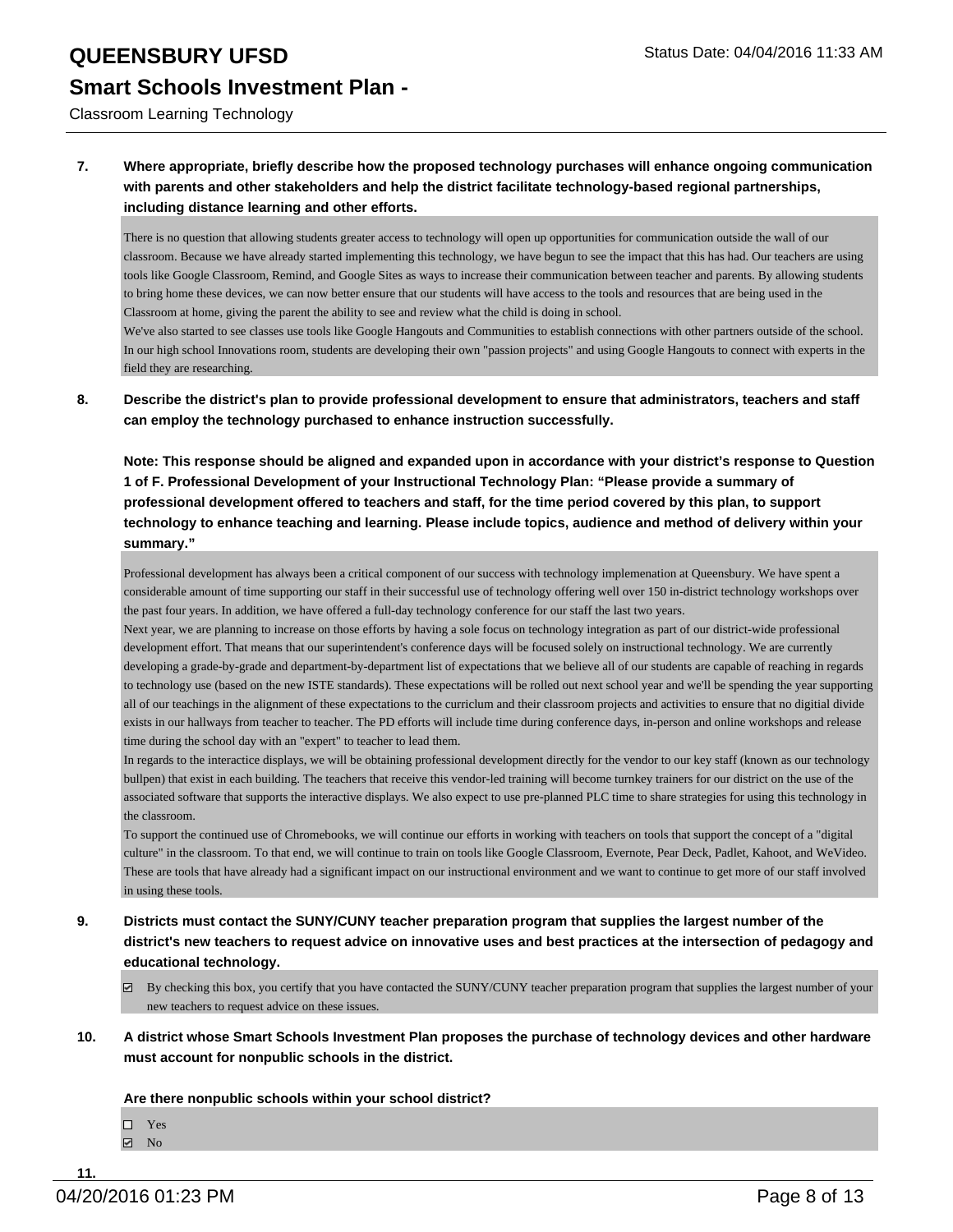**7. Where appropriate, briefly describe how the proposed technology purchases will enhance ongoing communication with parents and other stakeholders and help the district facilitate technology-based regional partnerships, including distance learning and other efforts.**

There is no question that allowing students greater access to technology will open up opportunities for communication outside the wall of our classroom. Because we have already started implementing this technology, we have begun to see the impact that this has had. Our teachers are using tools like Google Classroom, Remind, and Google Sites as ways to increase their communication between teacher and parents. By allowing students to bring home these devices, we can now better ensure that our students will have access to the tools and resources that are being used in the Classroom at home, giving the parent the ability to see and review what the child is doing in school.
We've also started to see classes use tools like Google Hangouts and Communities to establish connections with other partners outside of the school. In our high school Innovations room, students are developing their own "passion projects" and using Google Hangouts to connect with experts in the field they are researching.

**8. Describe the district's plan to provide professional development to ensure that administrators, teachers and staff can employ the technology purchased to enhance instruction successfully.**

**Note: This response should be aligned and expanded upon in accordance with your district's response to Question 1 of F. Professional Development of your Instructional Technology Plan: "Please provide a summary of professional development offered to teachers and staff, for the time period covered by this plan, to support technology to enhance teaching and learning. Please include topics, audience and method of delivery within your summary."**

Professional development has always been a critical component of our success with technology implemenation at Queensbury. We have spent a considerable amount of time supporting our staff in their successful use of technology offering well over 150 in-district technology workshops over the past four years. In addition, we have offered a full-day technology conference for our staff the last two years.
Next year, we are planning to increase on those efforts by having a sole focus on technology integration as part of our district-wide professional development effort. That means that our superintendent's conference days will be focused solely on instructional technology. We are currently developing a grade-by-grade and department-by-department list of expectations that we believe all of our students are capable of reaching in regards to technology use (based on the new ISTE standards). These expectations will be rolled out next school year and we'll be spending the year supporting all of our teachings in the alignment of these expectations to the curriclum and their classroom projects and activities to ensure that no digitial divide exists in our hallways from teacher to teacher. The PD efforts will include time during conference days, in-person and online workshops and release time during the school day with an "expert" to teacher to lead them.
In regards to the interactice displays, we will be obtaining professional development directly for the vendor to our key staff (known as our technology bullpen) that exist in each building. The teachers that receive this vendor-led training will become turnkey trainers for our district on the use of the associated software that supports the interactive displays. We also expect to use pre-planned PLC time to share strategies for using this technology in the classroom.
To support the continued use of Chromebooks, we will continue our efforts in working with teachers on tools that support the concept of a "digital culture" in the classroom. To that end, we will continue to train on tools like Google Classroom, Evernote, Pear Deck, Padlet, Kahoot, and WeVideo. These are tools that have already had a significant impact on our instructional environment and we want to continue to get more of our staff involved in using these tools.

**9. Districts must contact the SUNY/CUNY teacher preparation program that supplies the largest number of the district's new teachers to request advice on innovative uses and best practices at the intersection of pedagogy and educational technology.**

- [x] By checking this box, you certify that you have contacted the SUNY/CUNY teacher preparation program that supplies the largest number of your new teachers to request advice on these issues.

**10. A district whose Smart Schools Investment Plan proposes the purchase of technology devices and other hardware must account for nonpublic schools in the district.**

**Are there nonpublic schools within your school district?**

- [ ] Yes
- [x] No

**11.**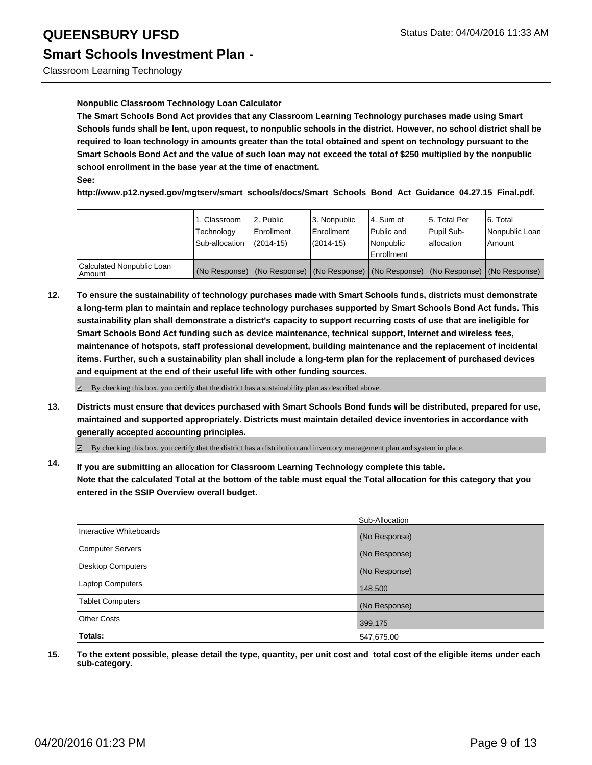**Nonpublic Classroom Technology Loan Calculator**

**The Smart Schools Bond Act provides that any Classroom Learning Technology purchases made using Smart Schools funds shall be lent, upon request, to nonpublic schools in the district. However, no school district shall be required to loan technology in amounts greater than the total obtained and spent on technology pursuant to the Smart Schools Bond Act and the value of such loan may not exceed the total of $250 multiplied by the nonpublic school enrollment in the base year at the time of enactment.**

**See:**

**http://www.p12.nysed.gov/mgtserv/smart_schools/docs/Smart_Schools_Bond_Act_Guidance_04.27.15_Final.pdf.**

| | 1. Classroom Technology Sub-allocation | 2. Public Enrollment (2014-15) | 3. Nonpublic Enrollment (2014-15) | 4. Sum of Public and Nonpublic Enrollment | 5. Total Per Pupil Sub-allocation | 6. Total Nonpublic Loan Amount |
|---|---|---|---|---|---|---|
| Calculated Nonpublic Loan Amount | (No Response) | (No Response) | (No Response) | (No Response) | (No Response) | (No Response) |

**12. To ensure the sustainability of technology purchases made with Smart Schools funds, districts must demonstrate a long-term plan to maintain and replace technology purchases supported by Smart Schools Bond Act funds. This sustainability plan shall demonstrate a district's capacity to support recurring costs of use that are ineligible for Smart Schools Bond Act funding such as device maintenance, technical support, Internet and wireless fees, maintenance of hotspots, staff professional development, building maintenance and the replacement of incidental items. Further, such a sustainability plan shall include a long-term plan for the replacement of purchased devices and equipment at the end of their useful life with other funding sources.**

☑ By checking this box, you certify that the district has a sustainability plan as described above.

**13. Districts must ensure that devices purchased with Smart Schools Bond funds will be distributed, prepared for use, maintained and supported appropriately. Districts must maintain detailed device inventories in accordance with generally accepted accounting principles.**

☑ By checking this box, you certify that the district has a distribution and inventory management plan and system in place.

**14. If you are submitting an allocation for Classroom Learning Technology complete this table. Note that the calculated Total at the bottom of the table must equal the Total allocation for this category that you entered in the SSIP Overview overall budget.**

| | Sub-Allocation |
|---|---|
| Interactive Whiteboards | (No Response) |
| Computer Servers | (No Response) |
| Desktop Computers | (No Response) |
| Laptop Computers | 148,500 |
| Tablet Computers | (No Response) |
| Other Costs | 399,175 |
| **Totals:** | 547,675.00 |

**15. To the extent possible, please detail the type, quantity, per unit cost and total cost of the eligible items under each sub-category.**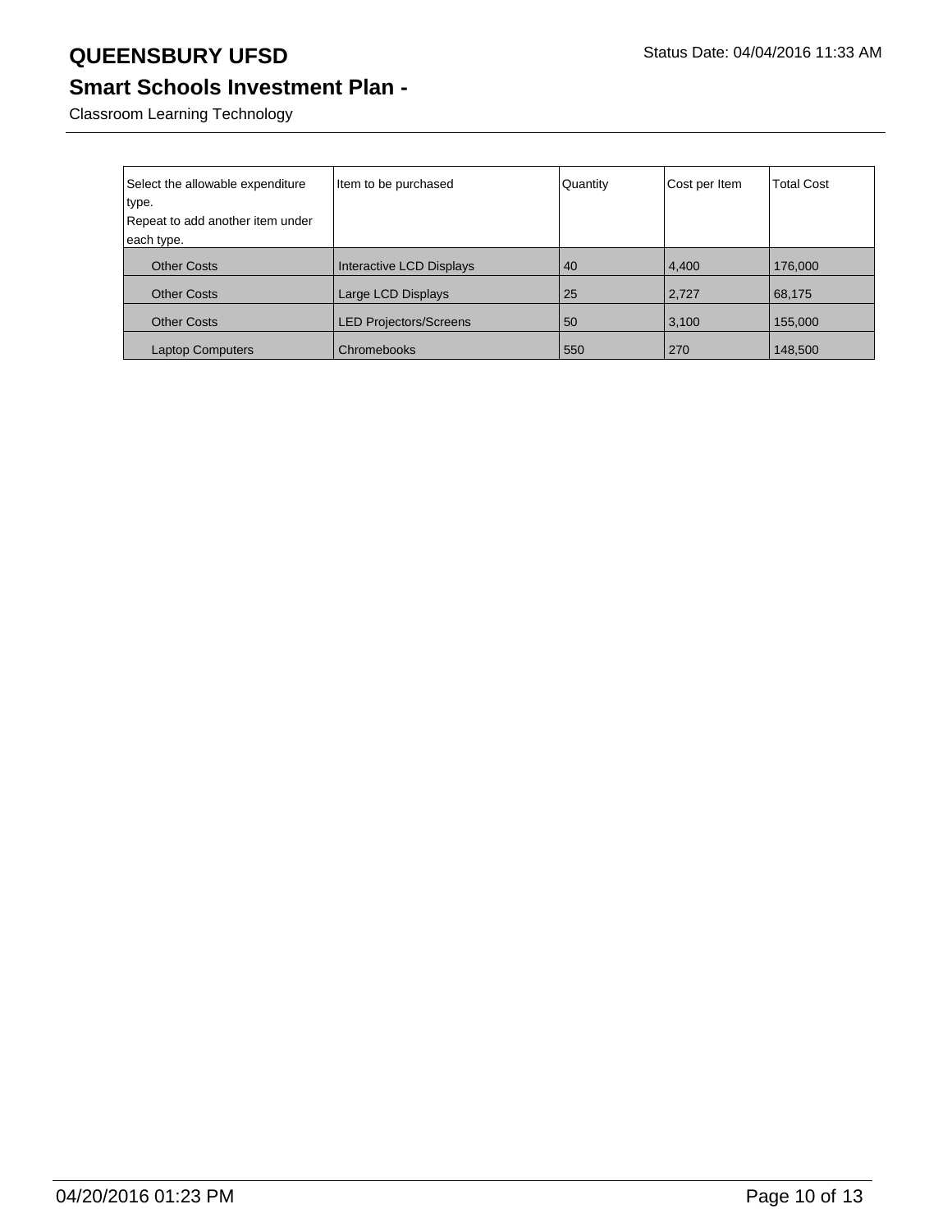# QUEENSBURY UFSD

Status Date: 04/04/2016 11:33 AM

## Smart Schools Investment Plan -

Classroom Learning Technology

| Select the allowable expenditure type. Repeat to add another item under each type. | Item to be purchased | Quantity | Cost per Item | Total Cost |
|---|---|---|---|---|
| Other Costs | Interactive LCD Displays | 40 | 4,400 | 176,000 |
| Other Costs | Large LCD Displays | 25 | 2,727 | 68,175 |
| Other Costs | LED Projectors/Screens | 50 | 3,100 | 155,000 |
| Laptop Computers | Chromebooks | 550 | 270 | 148,500 |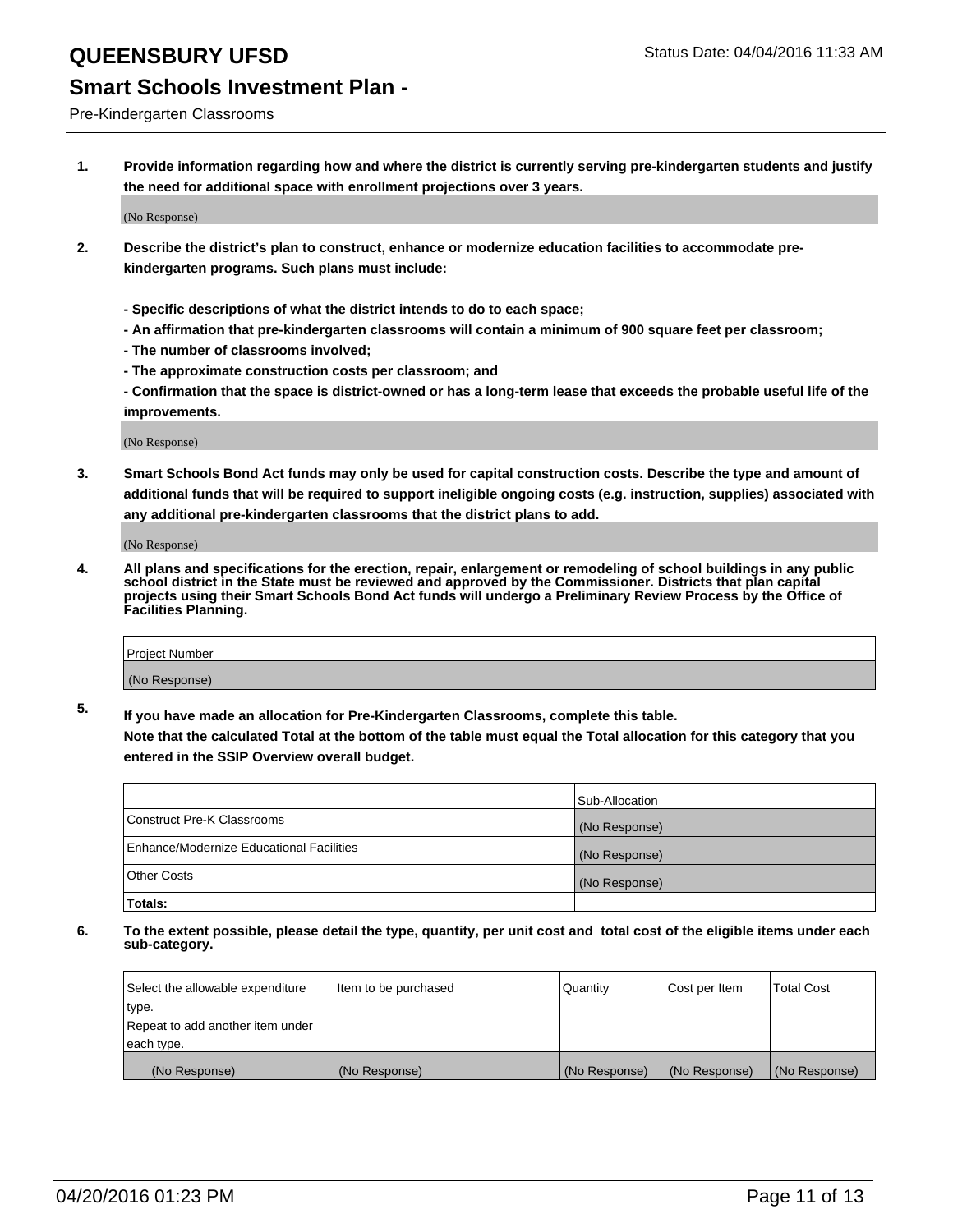# QUEENSBURY UFSD

Status Date: 04/04/2016 11:33 AM

## Smart Schools Investment Plan -

Pre-Kindergarten Classrooms

**1. Provide information regarding how and where the district is currently serving pre-kindergarten students and justify the need for additional space with enrollment projections over 3 years.**

(No Response)

**2. Describe the district's plan to construct, enhance or modernize education facilities to accommodate pre-kindergarten programs. Such plans must include:**

**- Specific descriptions of what the district intends to do to each space;**
**- An affirmation that pre-kindergarten classrooms will contain a minimum of 900 square feet per classroom;**
**- The number of classrooms involved;**
**- The approximate construction costs per classroom; and**
**- Confirmation that the space is district-owned or has a long-term lease that exceeds the probable useful life of the improvements.**

(No Response)

**3. Smart Schools Bond Act funds may only be used for capital construction costs. Describe the type and amount of additional funds that will be required to support ineligible ongoing costs (e.g. instruction, supplies) associated with any additional pre-kindergarten classrooms that the district plans to add.**

(No Response)

**4. All plans and specifications for the erection, repair, enlargement or remodeling of school buildings in any public school district in the State must be reviewed and approved by the Commissioner. Districts that plan capital projects using their Smart Schools Bond Act funds will undergo a Preliminary Review Process by the Office of Facilities Planning.**

| Project Number |
|---|
| (No Response) |

**5. If you have made an allocation for Pre-Kindergarten Classrooms, complete this table. Note that the calculated Total at the bottom of the table must equal the Total allocation for this category that you entered in the SSIP Overview overall budget.**

| | Sub-Allocation |
|---|---|
| Construct Pre-K Classrooms | (No Response) |
| Enhance/Modernize Educational Facilities | (No Response) |
| Other Costs | (No Response) |
| **Totals:** | |

**6. To the extent possible, please detail the type, quantity, per unit cost and total cost of the eligible items under each sub-category.**

| Select the allowable expenditure type. Repeat to add another item under each type. | Item to be purchased | Quantity | Cost per Item | Total Cost |
|---|---|---|---|---|
| (No Response) | (No Response) | (No Response) | (No Response) | (No Response) |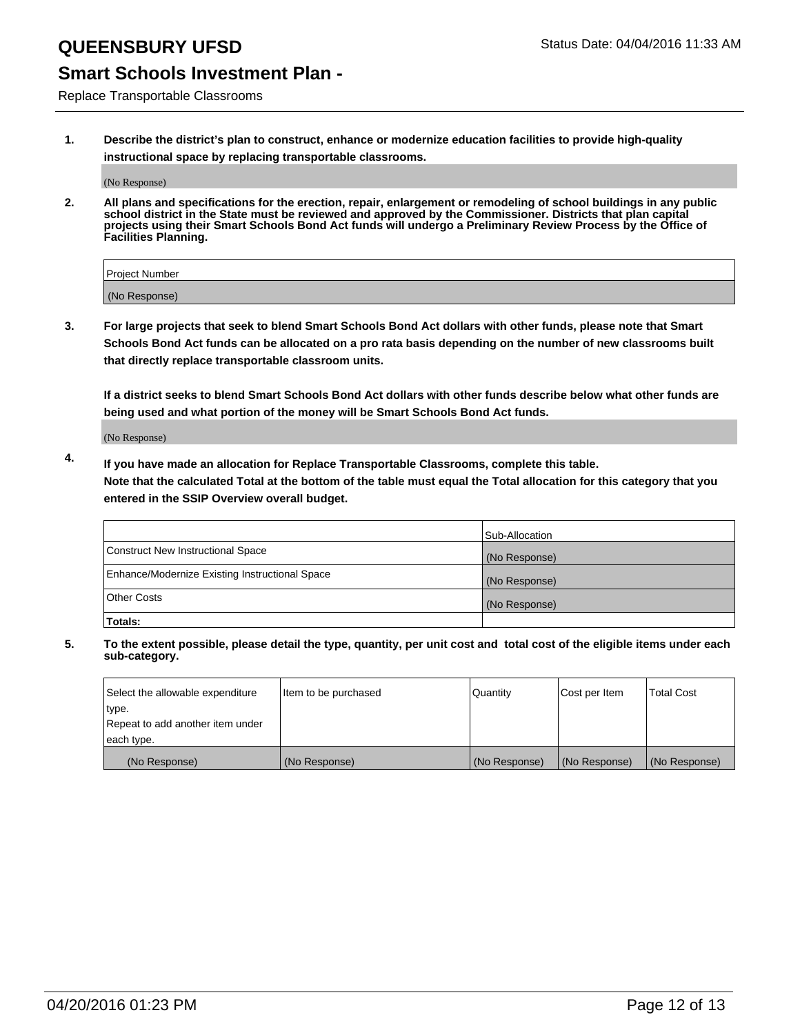# QUEENSBURY UFSD

Status Date: 04/04/2016 11:33 AM

## Smart Schools Investment Plan -

Replace Transportable Classrooms

**1. Describe the district's plan to construct, enhance or modernize education facilities to provide high-quality instructional space by replacing transportable classrooms.**

(No Response)

**2. All plans and specifications for the erection, repair, enlargement or remodeling of school buildings in any public school district in the State must be reviewed and approved by the Commissioner. Districts that plan capital projects using their Smart Schools Bond Act funds will undergo a Preliminary Review Process by the Office of Facilities Planning.**

| Project Number |
|---|
| (No Response) |

**3. For large projects that seek to blend Smart Schools Bond Act dollars with other funds, please note that Smart Schools Bond Act funds can be allocated on a pro rata basis depending on the number of new classrooms built that directly replace transportable classroom units.**

**If a district seeks to blend Smart Schools Bond Act dollars with other funds describe below what other funds are being used and what portion of the money will be Smart Schools Bond Act funds.**

(No Response)

**4. If you have made an allocation for Replace Transportable Classrooms, complete this table. Note that the calculated Total at the bottom of the table must equal the Total allocation for this category that you entered in the SSIP Overview overall budget.**

| | Sub-Allocation |
|---|---|
| Construct New Instructional Space | (No Response) |
| Enhance/Modernize Existing Instructional Space | (No Response) |
| Other Costs | (No Response) |
| **Totals:** | |

**5. To the extent possible, please detail the type, quantity, per unit cost and total cost of the eligible items under each sub-category.**

| Select the allowable expenditure type. Repeat to add another item under each type. | Item to be purchased | Quantity | Cost per Item | Total Cost |
|---|---|---|---|---|
| (No Response) | (No Response) | (No Response) | (No Response) | (No Response) |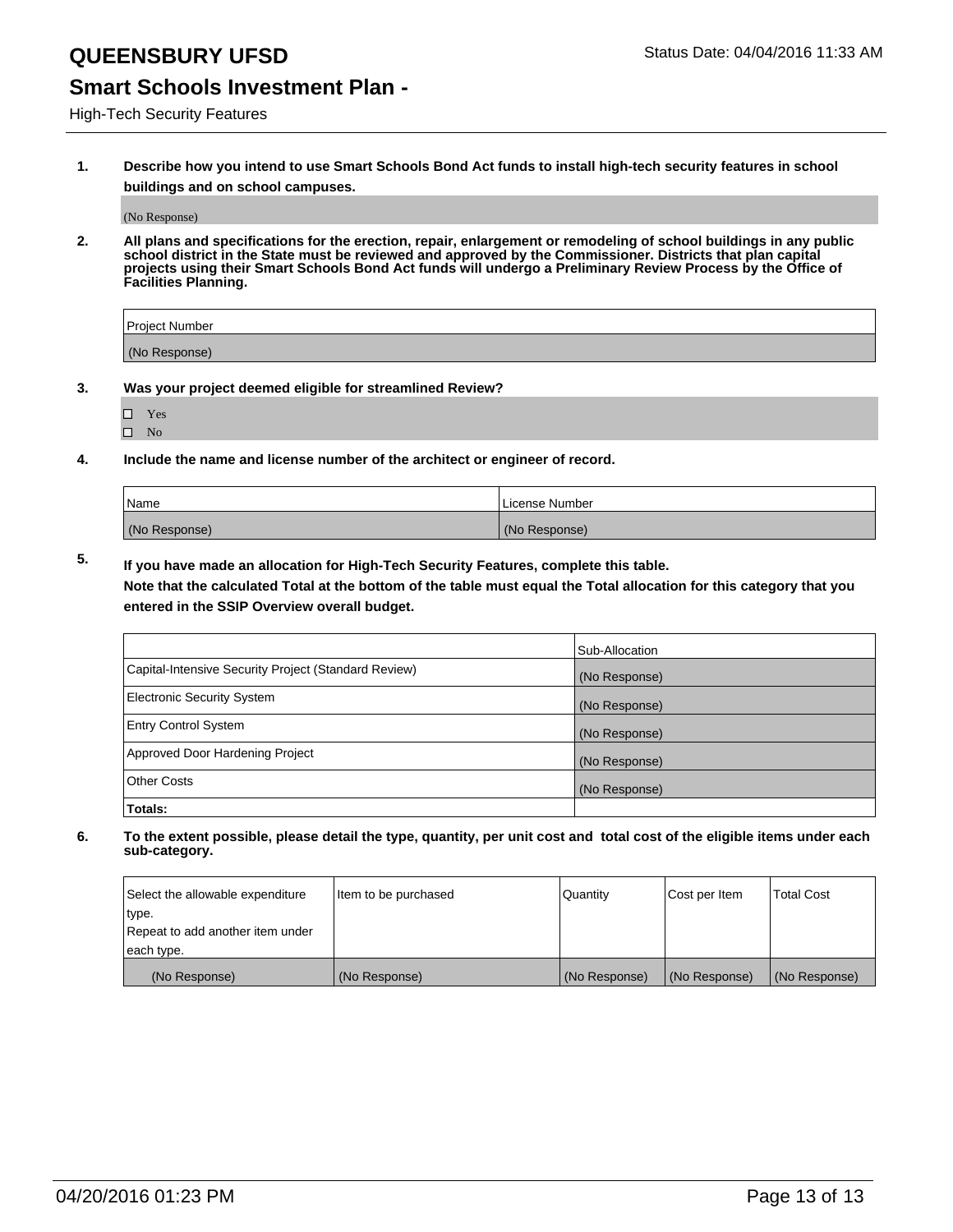# QUEENSBURY UFSD

## Smart Schools Investment Plan -

High-Tech Security Features

Status Date: 04/04/2016 11:33 AM

**1. Describe how you intend to use Smart Schools Bond Act funds to install high-tech security features in school buildings and on school campuses.**

(No Response)

**2. All plans and specifications for the erection, repair, enlargement or remodeling of school buildings in any public school district in the State must be reviewed and approved by the Commissioner. Districts that plan capital projects using their Smart Schools Bond Act funds will undergo a Preliminary Review Process by the Office of Facilities Planning.**

| Project Number |
|---|
| (No Response) |

**3. Was your project deemed eligible for streamlined Review?**

- ☐ Yes
- ☐ No

**4. Include the name and license number of the architect or engineer of record.**

| Name | License Number |
|---|---|
| (No Response) | (No Response) |

**5. If you have made an allocation for High-Tech Security Features, complete this table.**
**Note that the calculated Total at the bottom of the table must equal the Total allocation for this category that you entered in the SSIP Overview overall budget.**

| | Sub-Allocation |
|---|---|
| Capital-Intensive Security Project (Standard Review) | (No Response) |
| Electronic Security System | (No Response) |
| Entry Control System | (No Response) |
| Approved Door Hardening Project | (No Response) |
| Other Costs | (No Response) |
| **Totals:** | |

**6. To the extent possible, please detail the type, quantity, per unit cost and total cost of the eligible items under each sub-category.**

| Select the allowable expenditure type. Repeat to add another item under each type. | Item to be purchased | Quantity | Cost per Item | Total Cost |
|---|---|---|---|---|
| (No Response) | (No Response) | (No Response) | (No Response) | (No Response) |

04/20/2016 01:23 PM